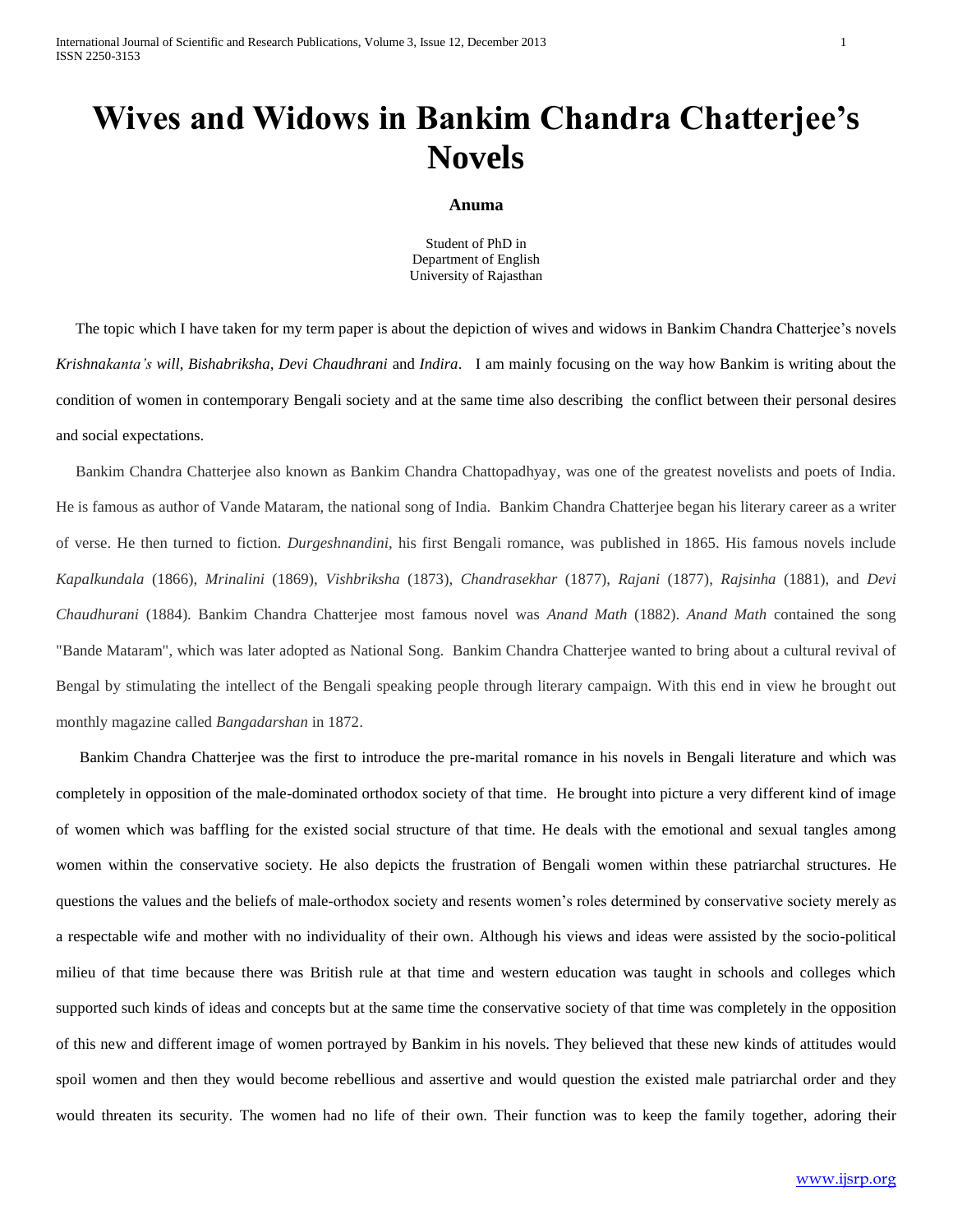# Wives and Widows in Bankim Chandra Chatterjee's Novels

**Anuma**

Student of PhD in
Department of English
University of Rajasthan

The topic which I have taken for my term paper is about the depiction of wives and widows in Bankim Chandra Chatterjee's novels *Krishnakanta's will, Bishabriksha, Devi Chaudhrani* and *Indira*. I am mainly focusing on the way how Bankim is writing about the condition of women in contemporary Bengali society and at the same time also describing the conflict between their personal desires and social expectations.

Bankim Chandra Chatterjee also known as Bankim Chandra Chattopadhyay, was one of the greatest novelists and poets of India. He is famous as author of Vande Mataram, the national song of India. Bankim Chandra Chatterjee began his literary career as a writer of verse. He then turned to fiction. *Durgeshnandini*, his first Bengali romance, was published in 1865. His famous novels include *Kapalkundala* (1866), *Mrinalini* (1869), *Vishbriksha* (1873), *Chandrasekhar* (1877), *Rajani* (1877), *Rajsinha* (1881), and *Devi Chaudhurani* (1884). Bankim Chandra Chatterjee most famous novel was *Anand Math* (1882). *Anand Math* contained the song "Bande Mataram", which was later adopted as National Song. Bankim Chandra Chatterjee wanted to bring about a cultural revival of Bengal by stimulating the intellect of the Bengali speaking people through literary campaign. With this end in view he brought out monthly magazine called *Bangadarshan* in 1872.

Bankim Chandra Chatterjee was the first to introduce the pre-marital romance in his novels in Bengali literature and which was completely in opposition of the male-dominated orthodox society of that time. He brought into picture a very different kind of image of women which was baffling for the existed social structure of that time. He deals with the emotional and sexual tangles among women within the conservative society. He also depicts the frustration of Bengali women within these patriarchal structures. He questions the values and the beliefs of male-orthodox society and resents women's roles determined by conservative society merely as a respectable wife and mother with no individuality of their own. Although his views and ideas were assisted by the socio-political milieu of that time because there was British rule at that time and western education was taught in schools and colleges which supported such kinds of ideas and concepts but at the same time the conservative society of that time was completely in the opposition of this new and different image of women portrayed by Bankim in his novels. They believed that these new kinds of attitudes would spoil women and then they would become rebellious and assertive and would question the existed male patriarchal order and they would threaten its security. The women had no life of their own. Their function was to keep the family together, adoring their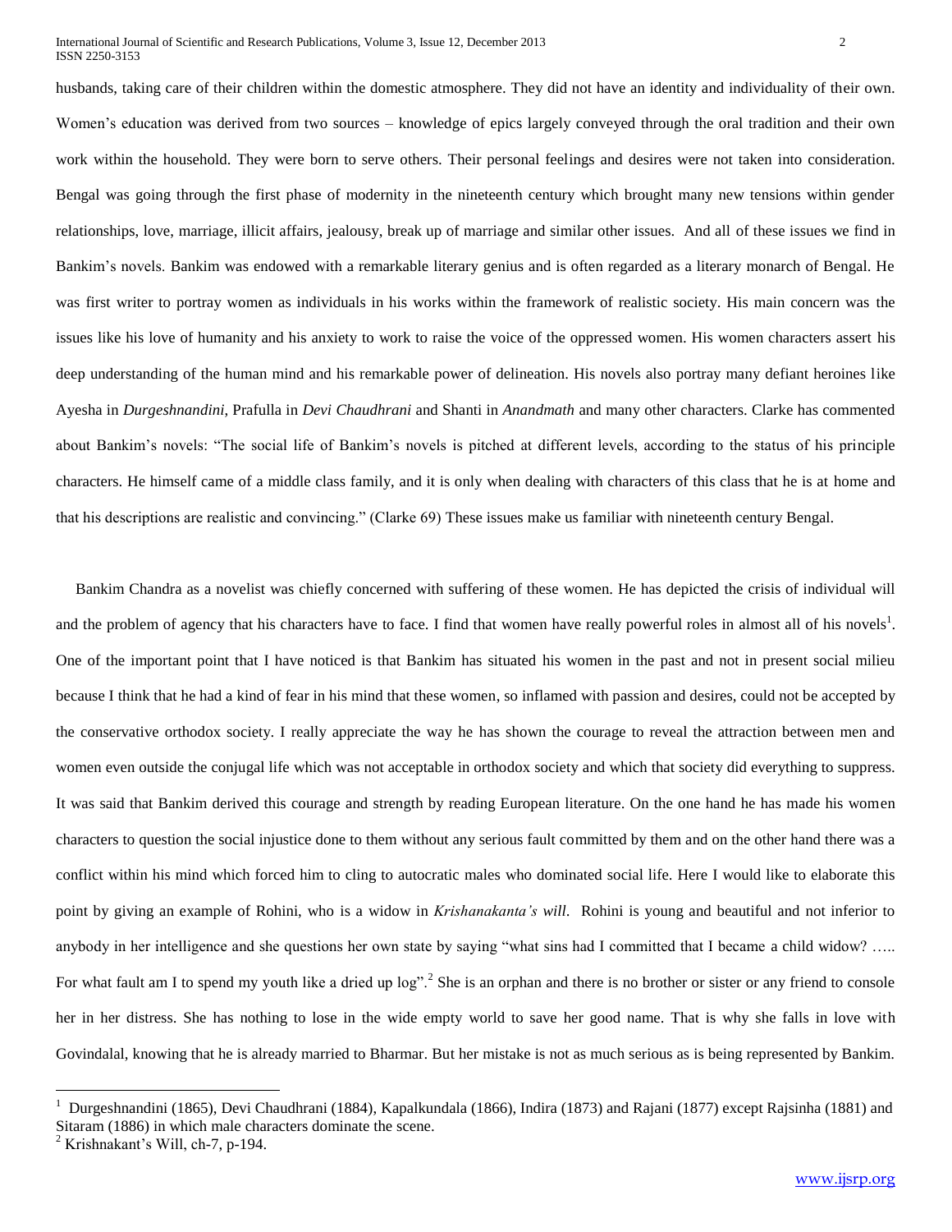husbands, taking care of their children within the domestic atmosphere. They did not have an identity and individuality of their own. Women's education was derived from two sources – knowledge of epics largely conveyed through the oral tradition and their own work within the household. They were born to serve others. Their personal feelings and desires were not taken into consideration. Bengal was going through the first phase of modernity in the nineteenth century which brought many new tensions within gender relationships, love, marriage, illicit affairs, jealousy, break up of marriage and similar other issues. And all of these issues we find in Bankim's novels. Bankim was endowed with a remarkable literary genius and is often regarded as a literary monarch of Bengal. He was first writer to portray women as individuals in his works within the framework of realistic society. His main concern was the issues like his love of humanity and his anxiety to work to raise the voice of the oppressed women. His women characters assert his deep understanding of the human mind and his remarkable power of delineation. His novels also portray many defiant heroines like Ayesha in *Durgeshnandini*, Prafulla in *Devi Chaudhrani* and Shanti in *Anandmath* and many other characters. Clarke has commented about Bankim's novels: "The social life of Bankim's novels is pitched at different levels, according to the status of his principle characters. He himself came of a middle class family, and it is only when dealing with characters of this class that he is at home and that his descriptions are realistic and convincing." (Clarke 69) These issues make us familiar with nineteenth century Bengal.

Bankim Chandra as a novelist was chiefly concerned with suffering of these women. He has depicted the crisis of individual will and the problem of agency that his characters have to face. I find that women have really powerful roles in almost all of his novels[1]. One of the important point that I have noticed is that Bankim has situated his women in the past and not in present social milieu because I think that he had a kind of fear in his mind that these women, so inflamed with passion and desires, could not be accepted by the conservative orthodox society. I really appreciate the way he has shown the courage to reveal the attraction between men and women even outside the conjugal life which was not acceptable in orthodox society and which that society did everything to suppress. It was said that Bankim derived this courage and strength by reading European literature. On the one hand he has made his women characters to question the social injustice done to them without any serious fault committed by them and on the other hand there was a conflict within his mind which forced him to cling to autocratic males who dominated social life. Here I would like to elaborate this point by giving an example of Rohini, who is a widow in *Krishanakanta's will*. Rohini is young and beautiful and not inferior to anybody in her intelligence and she questions her own state by saying "what sins had I committed that I became a child widow? ….. For what fault am I to spend my youth like a dried up log".[2] She is an orphan and there is no brother or sister or any friend to console her in her distress. She has nothing to lose in the wide empty world to save her good name. That is why she falls in love with Govindalal, knowing that he is already married to Bharmar. But her mistake is not as much serious as is being represented by Bankim.

---

[1] Durgeshnandini (1865), Devi Chaudhrani (1884), Kapalkundala (1866), Indira (1873) and Rajani (1877) except Rajsinha (1881) and Sitaram (1886) in which male characters dominate the scene.

[2] Krishnakant's Will, ch-7, p-194.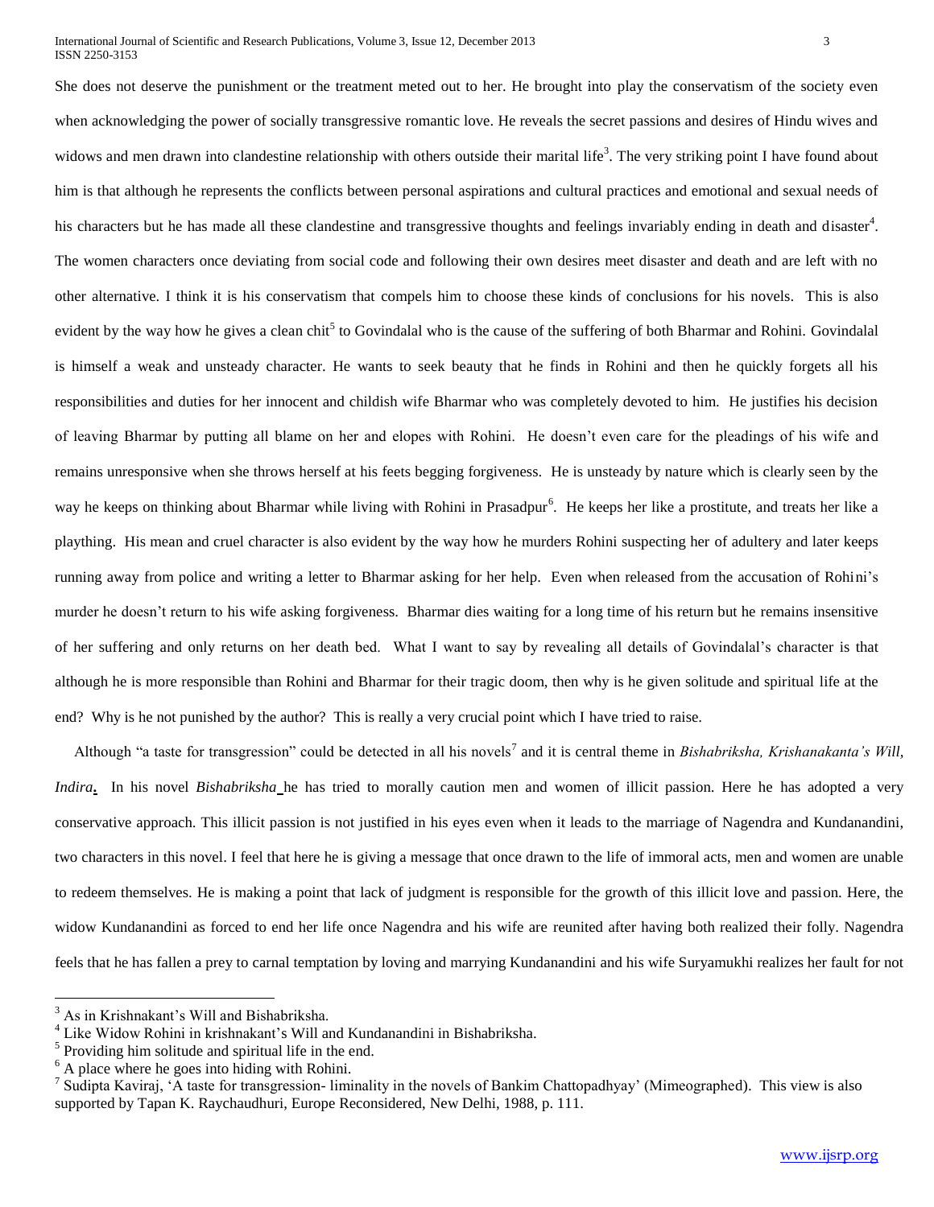She does not deserve the punishment or the treatment meted out to her. He brought into play the conservatism of the society even when acknowledging the power of socially transgressive romantic love. He reveals the secret passions and desires of Hindu wives and widows and men drawn into clandestine relationship with others outside their marital life[3]. The very striking point I have found about him is that although he represents the conflicts between personal aspirations and cultural practices and emotional and sexual needs of his characters but he has made all these clandestine and transgressive thoughts and feelings invariably ending in death and disaster[4]. The women characters once deviating from social code and following their own desires meet disaster and death and are left with no other alternative. I think it is his conservatism that compels him to choose these kinds of conclusions for his novels. This is also evident by the way how he gives a clean chit[5] to Govindalal who is the cause of the suffering of both Bharmar and Rohini. Govindalal is himself a weak and unsteady character. He wants to seek beauty that he finds in Rohini and then he quickly forgets all his responsibilities and duties for her innocent and childish wife Bharmar who was completely devoted to him. He justifies his decision of leaving Bharmar by putting all blame on her and elopes with Rohini. He doesn't even care for the pleadings of his wife and remains unresponsive when she throws herself at his feets begging forgiveness. He is unsteady by nature which is clearly seen by the way he keeps on thinking about Bharmar while living with Rohini in Prasadpur[6]. He keeps her like a prostitute, and treats her like a plaything. His mean and cruel character is also evident by the way how he murders Rohini suspecting her of adultery and later keeps running away from police and writing a letter to Bharmar asking for her help. Even when released from the accusation of Rohini's murder he doesn't return to his wife asking forgiveness. Bharmar dies waiting for a long time of his return but he remains insensitive of her suffering and only returns on her death bed. What I want to say by revealing all details of Govindalal's character is that although he is more responsible than Rohini and Bharmar for their tragic doom, then why is he given solitude and spiritual life at the end? Why is he not punished by the author? This is really a very crucial point which I have tried to raise.

Although "a taste for transgression" could be detected in all his novels[7] and it is central theme in *Bishabriksha, Krishanakanta's Will, Indira*. In his novel *Bishabriksha* he has tried to morally caution men and women of illicit passion. Here he has adopted a very conservative approach. This illicit passion is not justified in his eyes even when it leads to the marriage of Nagendra and Kundanandini, two characters in this novel. I feel that here he is giving a message that once drawn to the life of immoral acts, men and women are unable to redeem themselves. He is making a point that lack of judgment is responsible for the growth of this illicit love and passion. Here, the widow Kundanandini as forced to end her life once Nagendra and his wife are reunited after having both realized their folly. Nagendra feels that he has fallen a prey to carnal temptation by loving and marrying Kundanandini and his wife Suryamukhi realizes her fault for not

---

[3] As in Krishnakant's Will and Bishabriksha.

[4] Like Widow Rohini in krishnakant's Will and Kundanandini in Bishabriksha.

[5] Providing him solitude and spiritual life in the end.

[6] A place where he goes into hiding with Rohini.

[7] Sudipta Kaviraj, 'A taste for transgression- liminality in the novels of Bankim Chattopadhyay' (Mimeographed). This view is also supported by Tapan K. Raychaudhuri, Europe Reconsidered, New Delhi, 1988, p. 111.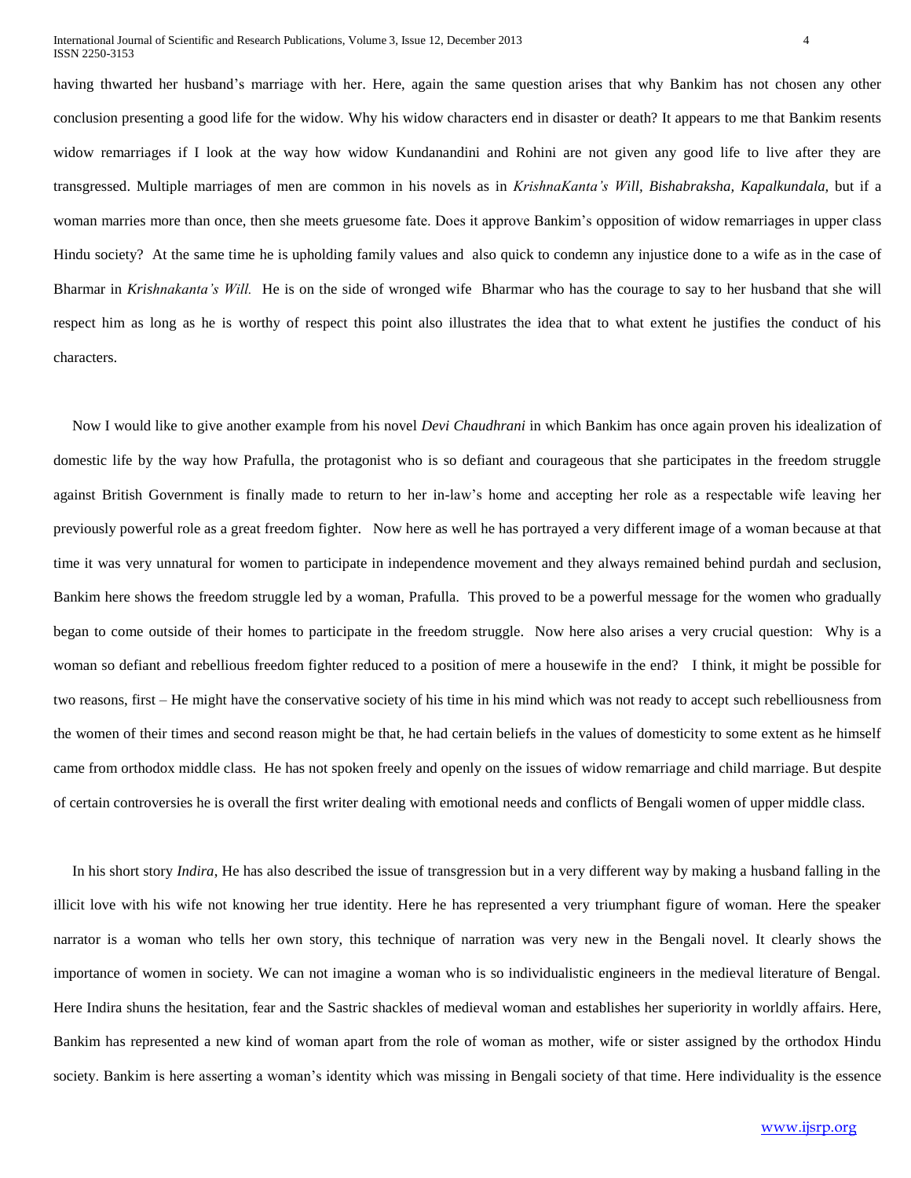having thwarted her husband's marriage with her. Here, again the same question arises that why Bankim has not chosen any other conclusion presenting a good life for the widow. Why his widow characters end in disaster or death? It appears to me that Bankim resents widow remarriages if I look at the way how widow Kundanandini and Rohini are not given any good life to live after they are transgressed. Multiple marriages of men are common in his novels as in *KrishnaKanta's Will, Bishabraksha, Kapalkundala,* but if a woman marries more than once, then she meets gruesome fate. Does it approve Bankim's opposition of widow remarriages in upper class Hindu society? At the same time he is upholding family values and also quick to condemn any injustice done to a wife as in the case of Bharmar in *Krishnakanta's Will.* He is on the side of wronged wife Bharmar who has the courage to say to her husband that she will respect him as long as he is worthy of respect this point also illustrates the idea that to what extent he justifies the conduct of his characters.

Now I would like to give another example from his novel *Devi Chaudhrani* in which Bankim has once again proven his idealization of domestic life by the way how Prafulla, the protagonist who is so defiant and courageous that she participates in the freedom struggle against British Government is finally made to return to her in-law's home and accepting her role as a respectable wife leaving her previously powerful role as a great freedom fighter. Now here as well he has portrayed a very different image of a woman because at that time it was very unnatural for women to participate in independence movement and they always remained behind purdah and seclusion, Bankim here shows the freedom struggle led by a woman, Prafulla. This proved to be a powerful message for the women who gradually began to come outside of their homes to participate in the freedom struggle. Now here also arises a very crucial question: Why is a woman so defiant and rebellious freedom fighter reduced to a position of mere a housewife in the end? I think, it might be possible for two reasons, first – He might have the conservative society of his time in his mind which was not ready to accept such rebelliousness from the women of their times and second reason might be that, he had certain beliefs in the values of domesticity to some extent as he himself came from orthodox middle class. He has not spoken freely and openly on the issues of widow remarriage and child marriage. But despite of certain controversies he is overall the first writer dealing with emotional needs and conflicts of Bengali women of upper middle class.

In his short story *Indira*, He has also described the issue of transgression but in a very different way by making a husband falling in the illicit love with his wife not knowing her true identity. Here he has represented a very triumphant figure of woman. Here the speaker narrator is a woman who tells her own story, this technique of narration was very new in the Bengali novel. It clearly shows the importance of women in society. We can not imagine a woman who is so individualistic engineers in the medieval literature of Bengal. Here Indira shuns the hesitation, fear and the Sastric shackles of medieval woman and establishes her superiority in worldly affairs. Here, Bankim has represented a new kind of woman apart from the role of woman as mother, wife or sister assigned by the orthodox Hindu society. Bankim is here asserting a woman's identity which was missing in Bengali society of that time. Here individuality is the essence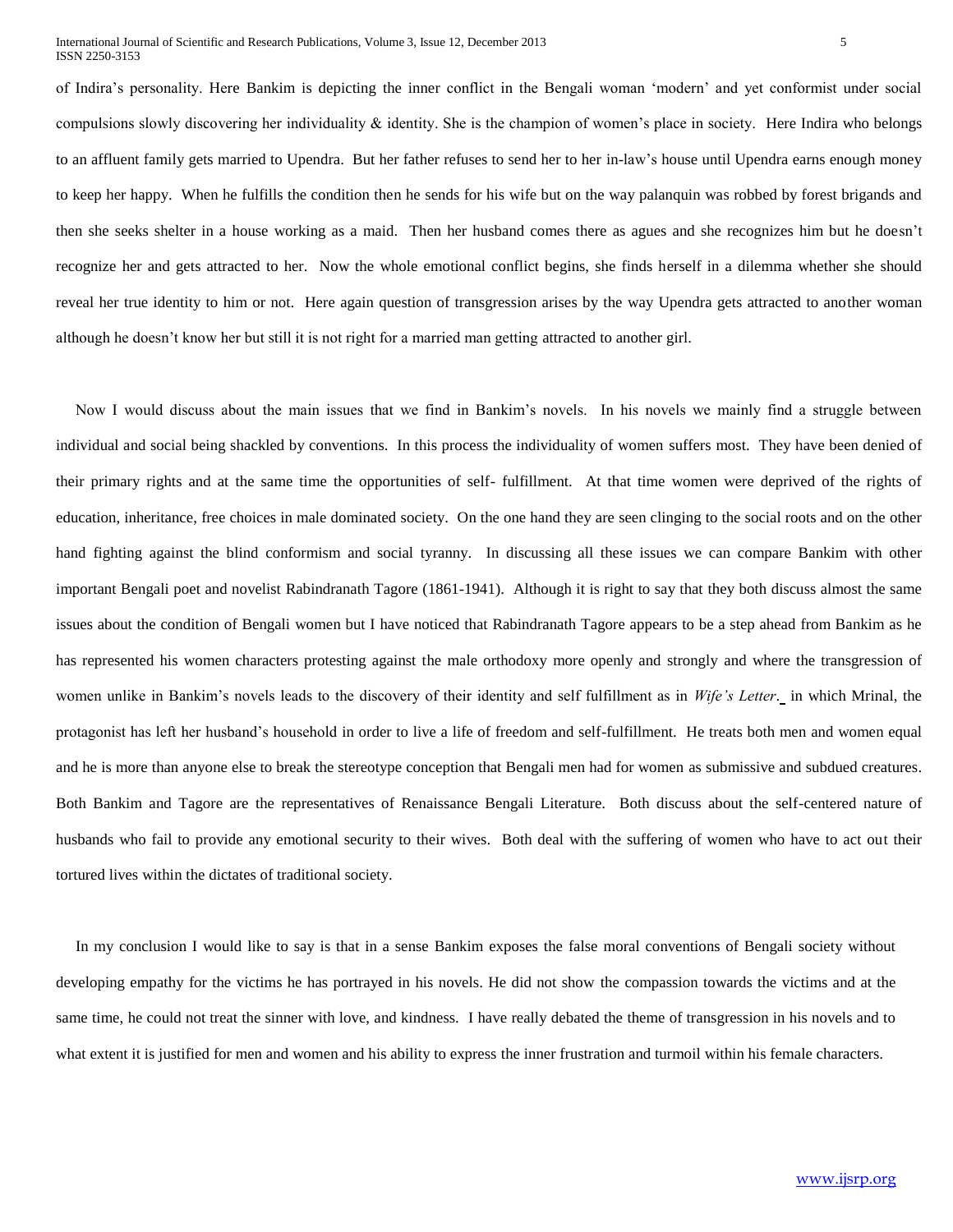of Indira's personality. Here Bankim is depicting the inner conflict in the Bengali woman 'modern' and yet conformist under social compulsions slowly discovering her individuality & identity. She is the champion of women's place in society. Here Indira who belongs to an affluent family gets married to Upendra. But her father refuses to send her to her in-law's house until Upendra earns enough money to keep her happy. When he fulfills the condition then he sends for his wife but on the way palanquin was robbed by forest brigands and then she seeks shelter in a house working as a maid. Then her husband comes there as agues and she recognizes him but he doesn't recognize her and gets attracted to her. Now the whole emotional conflict begins, she finds herself in a dilemma whether she should reveal her true identity to him or not. Here again question of transgression arises by the way Upendra gets attracted to another woman although he doesn't know her but still it is not right for a married man getting attracted to another girl.

Now I would discuss about the main issues that we find in Bankim's novels. In his novels we mainly find a struggle between individual and social being shackled by conventions. In this process the individuality of women suffers most. They have been denied of their primary rights and at the same time the opportunities of self- fulfillment. At that time women were deprived of the rights of education, inheritance, free choices in male dominated society. On the one hand they are seen clinging to the social roots and on the other hand fighting against the blind conformism and social tyranny. In discussing all these issues we can compare Bankim with other important Bengali poet and novelist Rabindranath Tagore (1861-1941). Although it is right to say that they both discuss almost the same issues about the condition of Bengali women but I have noticed that Rabindranath Tagore appears to be a step ahead from Bankim as he has represented his women characters protesting against the male orthodoxy more openly and strongly and where the transgression of women unlike in Bankim's novels leads to the discovery of their identity and self fulfillment as in *Wife's Letter*. in which Mrinal, the protagonist has left her husband's household in order to live a life of freedom and self-fulfillment. He treats both men and women equal and he is more than anyone else to break the stereotype conception that Bengali men had for women as submissive and subdued creatures. Both Bankim and Tagore are the representatives of Renaissance Bengali Literature. Both discuss about the self-centered nature of husbands who fail to provide any emotional security to their wives. Both deal with the suffering of women who have to act out their tortured lives within the dictates of traditional society.

In my conclusion I would like to say is that in a sense Bankim exposes the false moral conventions of Bengali society without developing empathy for the victims he has portrayed in his novels. He did not show the compassion towards the victims and at the same time, he could not treat the sinner with love, and kindness. I have really debated the theme of transgression in his novels and to what extent it is justified for men and women and his ability to express the inner frustration and turmoil within his female characters.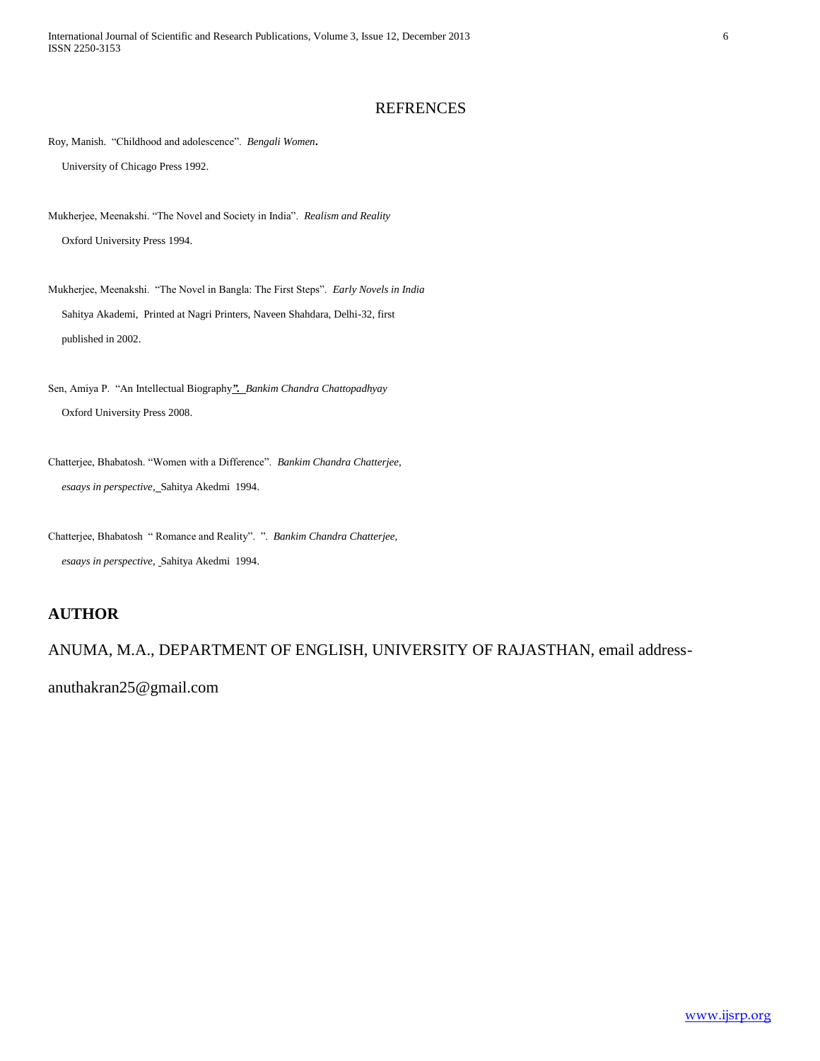## REFRENCES

Roy, Manish. "Childhood and adolescence". *Bengali Women***.**
University of Chicago Press 1992.

Mukherjee, Meenakshi. "The Novel and Society in India". *Realism and Reality*
Oxford University Press 1994.

Mukherjee, Meenakshi. "The Novel in Bangla: The First Steps". *Early Novels in India*
Sahitya Akademi, Printed at Nagri Printers, Naveen Shahdara, Delhi-32, first
published in 2002.

Sen, Amiya P. "An Intellectual Biography". *Bankim Chandra Chattopadhyay*
Oxford University Press 2008.

Chatterjee, Bhabatosh. "Women with a Difference". *Bankim Chandra Chatterjee,*
*esaays in perspective*, Sahitya Akedmi 1994.

Chatterjee, Bhabatosh " Romance and Reality". ". *Bankim Chandra Chatterjee,*
*esaays in perspective*, Sahitya Akedmi 1994.

## AUTHOR

ANUMA, M.A., DEPARTMENT OF ENGLISH, UNIVERSITY OF RAJASTHAN, email address-
anuthakran25@gmail.com